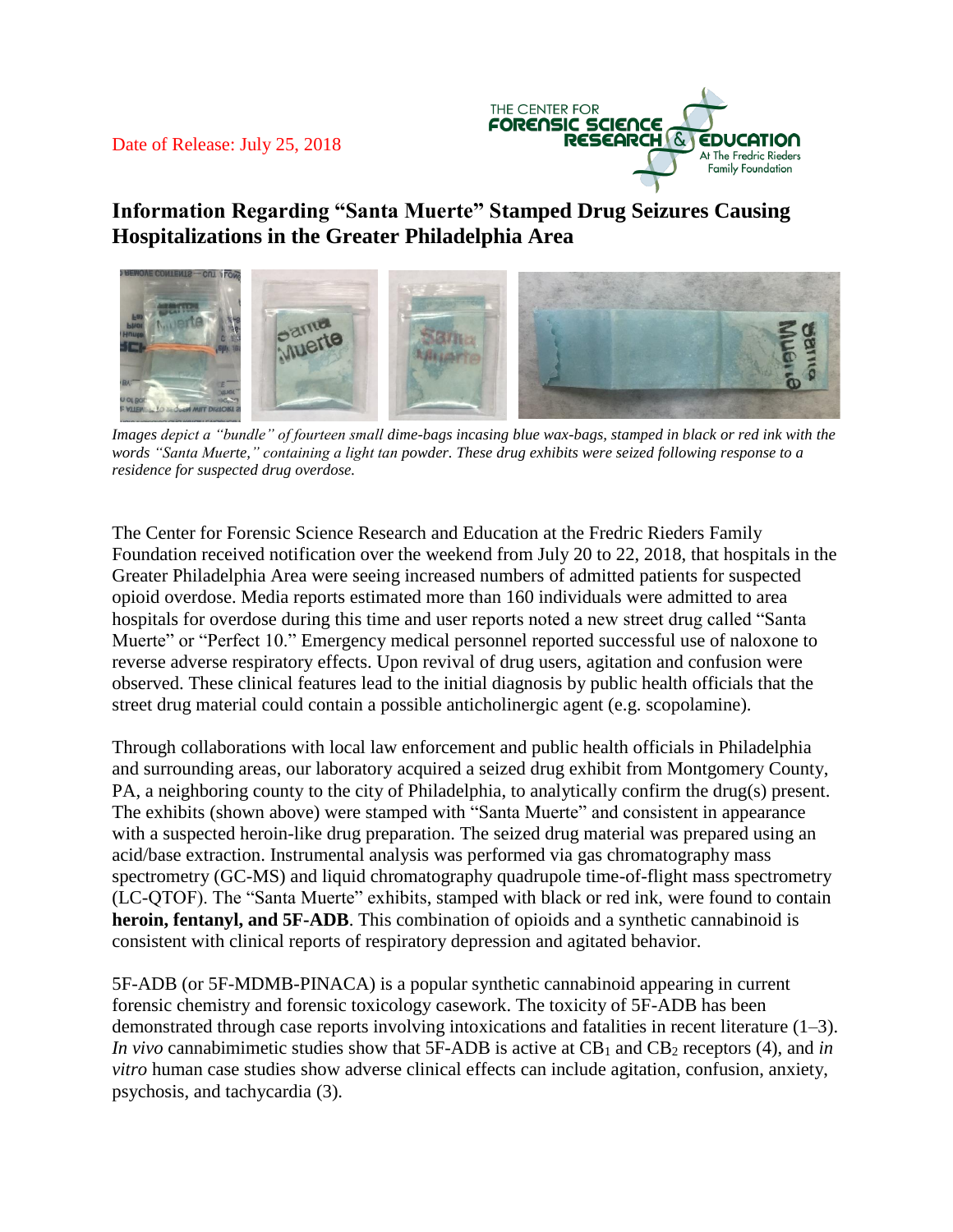Date of Release: July 25, 2018

# Information Regarding "Santa Muerte" Stamped Drug Seizures Causing Hospitalizations in the Greater Philadelphia Area

*Images depict a "bundle" of fourteen small dime-bags incasing blue wax-bags, stamped in black or red ink with the words "Santa Muerte," containing a light tan powder. These drug exhibits were seized following response to a residence for suspected drug overdose.*

The Center for Forensic Science Research and Education at the Fredric Rieders Family Foundation received notification over the weekend from July 20 to 22, 2018, that hospitals in the Greater Philadelphia Area were seeing increased numbers of admitted patients for suspected opioid overdose. Media reports estimated more than 160 individuals were admitted to area hospitals for overdose during this time and user reports noted a new street drug called "Santa Muerte" or "Perfect 10." Emergency medical personnel reported successful use of naloxone to reverse adverse respiratory effects. Upon revival of drug users, agitation and confusion were observed. These clinical features lead to the initial diagnosis by public health officials that the street drug material could contain a possible anticholinergic agent (e.g. scopolamine).

Through collaborations with local law enforcement and public health officials in Philadelphia and surrounding areas, our laboratory acquired a seized drug exhibit from Montgomery County, PA, a neighboring county to the city of Philadelphia, to analytically confirm the drug(s) present. The exhibits (shown above) were stamped with "Santa Muerte" and consistent in appearance with a suspected heroin-like drug preparation. The seized drug material was prepared using an acid/base extraction. Instrumental analysis was performed via gas chromatography mass spectrometry (GC-MS) and liquid chromatography quadrupole time-of-flight mass spectrometry (LC-QTOF). The "Santa Muerte" exhibits, stamped with black or red ink, were found to contain **heroin, fentanyl, and 5F-ADB**. This combination of opioids and a synthetic cannabinoid is consistent with clinical reports of respiratory depression and agitated behavior.

5F-ADB (or 5F-MDMB-PINACA) is a popular synthetic cannabinoid appearing in current forensic chemistry and forensic toxicology casework. The toxicity of 5F-ADB has been demonstrated through case reports involving intoxications and fatalities in recent literature (1–3). *In vivo* cannabimimetic studies show that 5F-ADB is active at $CB_1$ and $CB_2$ receptors (4), and *in vitro* human case studies show adverse clinical effects can include agitation, confusion, anxiety, psychosis, and tachycardia (3).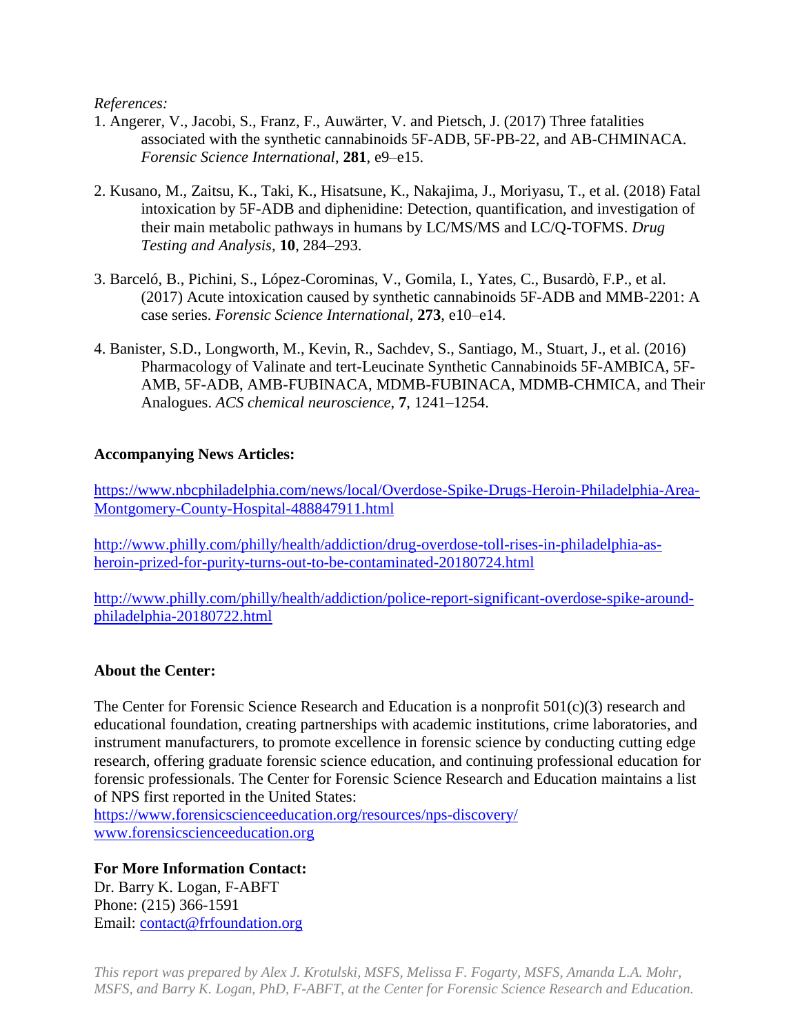*References:*

1. Angerer, V., Jacobi, S., Franz, F., Auwärter, V. and Pietsch, J. (2017) Three fatalities associated with the synthetic cannabinoids 5F-ADB, 5F-PB-22, and AB-CHMINACA. *Forensic Science International*, **281**, e9–e15.

2. Kusano, M., Zaitsu, K., Taki, K., Hisatsune, K., Nakajima, J., Moriyasu, T., et al. (2018) Fatal intoxication by 5F-ADB and diphenidine: Detection, quantification, and investigation of their main metabolic pathways in humans by LC/MS/MS and LC/Q-TOFMS. *Drug Testing and Analysis*, **10**, 284–293.

3. Barceló, B., Pichini, S., López-Corominas, V., Gomila, I., Yates, C., Busardò, F.P., et al. (2017) Acute intoxication caused by synthetic cannabinoids 5F-ADB and MMB-2201: A case series. *Forensic Science International*, **273**, e10–e14.

4. Banister, S.D., Longworth, M., Kevin, R., Sachdev, S., Santiago, M., Stuart, J., et al. (2016) Pharmacology of Valinate and tert-Leucinate Synthetic Cannabinoids 5F-AMBICA, 5F-AMB, 5F-ADB, AMB-FUBINACA, MDMB-FUBINACA, MDMB-CHMICA, and Their Analogues. *ACS chemical neuroscience*, **7**, 1241–1254.

**Accompanying News Articles:**

https://www.nbcphiladelphia.com/news/local/Overdose-Spike-Drugs-Heroin-Philadelphia-Area-Montgomery-County-Hospital-488847911.html

http://www.philly.com/philly/health/addiction/drug-overdose-toll-rises-in-philadelphia-as-heroin-prized-for-purity-turns-out-to-be-contaminated-20180724.html

http://www.philly.com/philly/health/addiction/police-report-significant-overdose-spike-around-philadelphia-20180722.html

**About the Center:**

The Center for Forensic Science Research and Education is a nonprofit 501(c)(3) research and educational foundation, creating partnerships with academic institutions, crime laboratories, and instrument manufacturers, to promote excellence in forensic science by conducting cutting edge research, offering graduate forensic science education, and continuing professional education for forensic professionals. The Center for Forensic Science Research and Education maintains a list of NPS first reported in the United States:
https://www.forensicscienceeducation.org/resources/nps-discovery/
www.forensicscienceeducation.org

**For More Information Contact:**
Dr. Barry K. Logan, F-ABFT
Phone: (215) 366-1591
Email: contact@frfoundation.org

*This report was prepared by Alex J. Krotulski, MSFS, Melissa F. Fogarty, MSFS, Amanda L.A. Mohr, MSFS, and Barry K. Logan, PhD, F-ABFT, at the Center for Forensic Science Research and Education.*